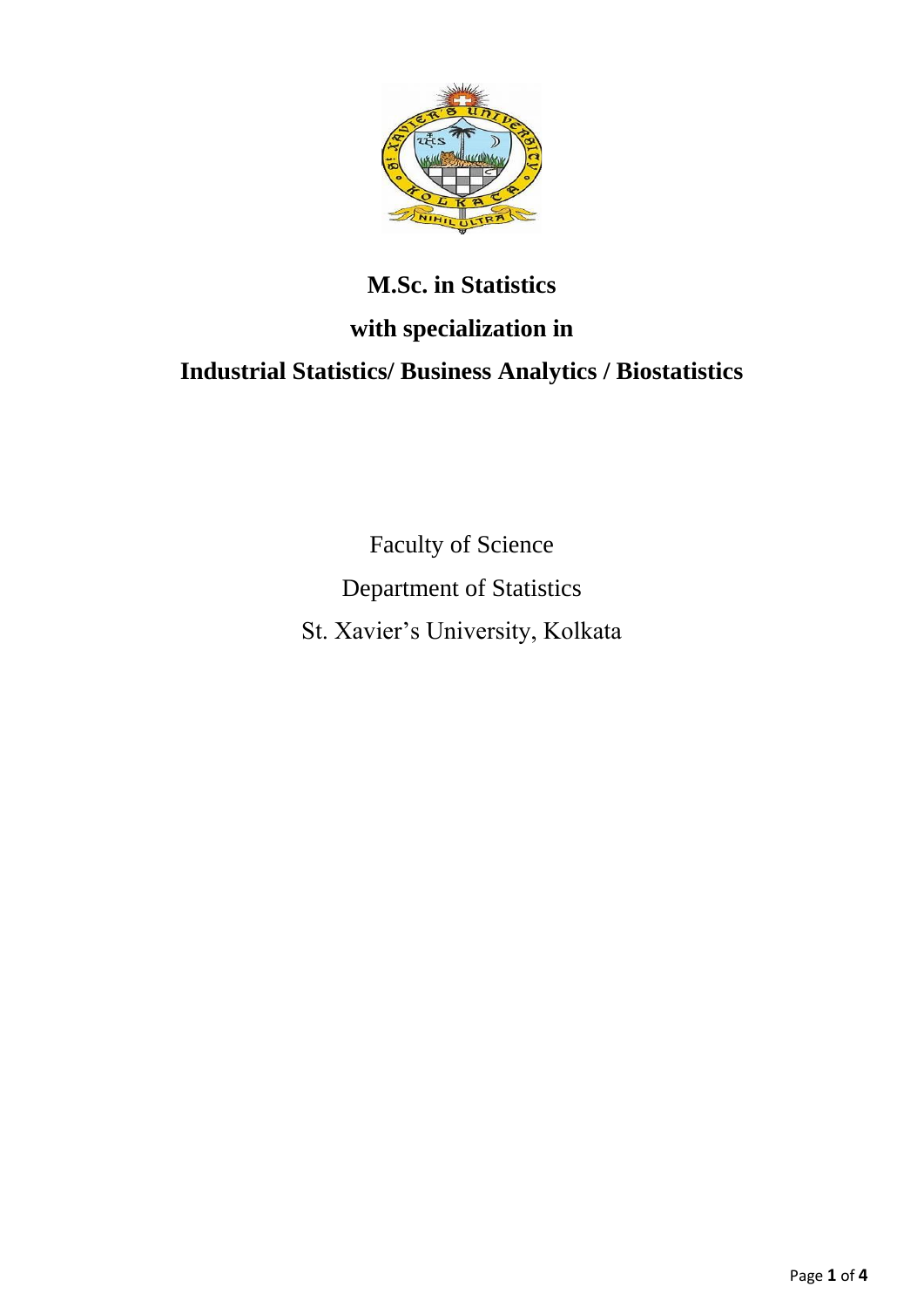# M.Sc. in Statistics

## with specialization in

## Industrial Statistics/ Business Analytics / Biostatistics

Faculty of Science

Department of Statistics

St. Xavier's University, Kolkata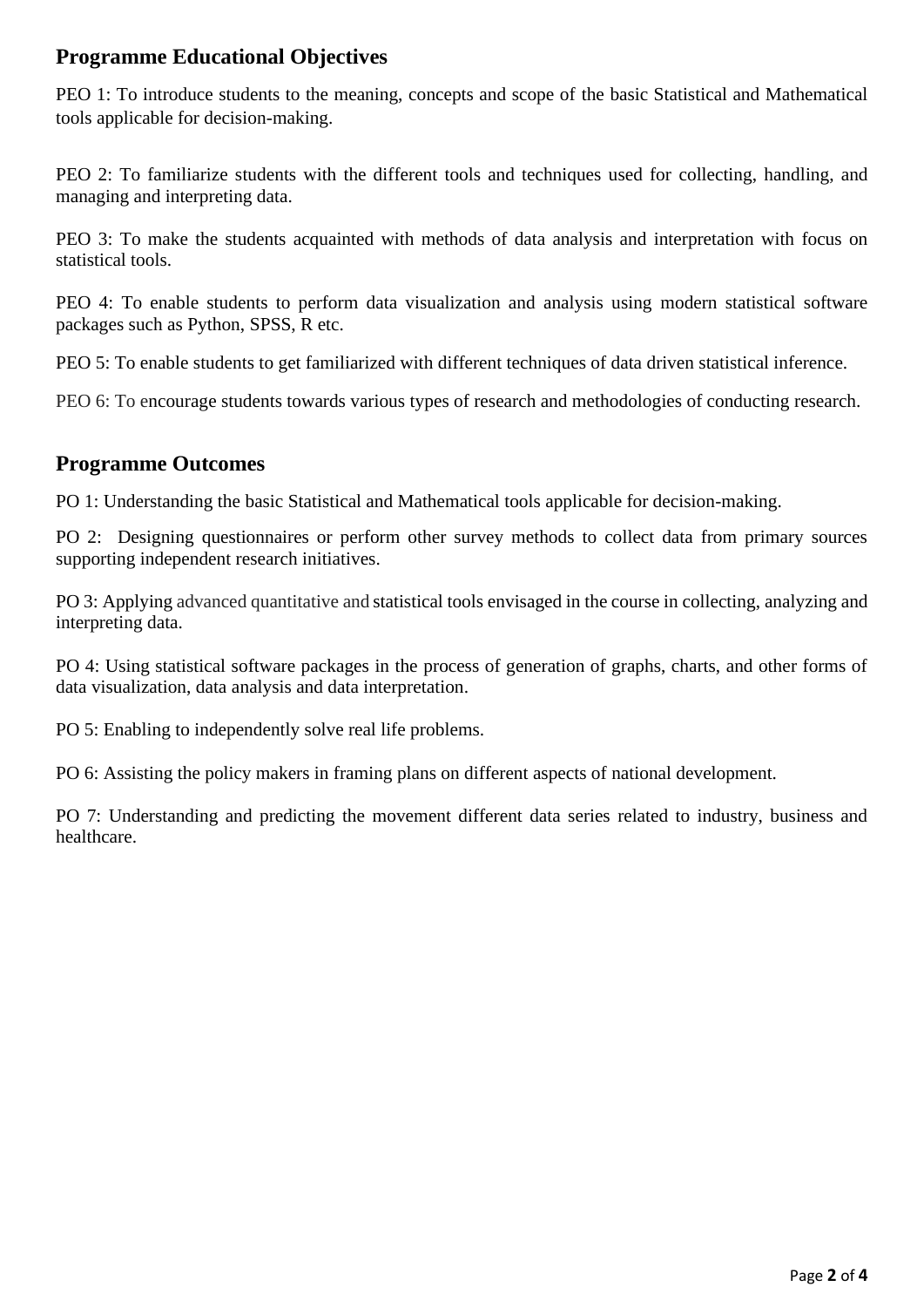## Programme Educational Objectives

PEO 1: To introduce students to the meaning, concepts and scope of the basic Statistical and Mathematical tools applicable for decision-making.

PEO 2: To familiarize students with the different tools and techniques used for collecting, handling, and managing and interpreting data.

PEO 3: To make the students acquainted with methods of data analysis and interpretation with focus on statistical tools.

PEO 4: To enable students to perform data visualization and analysis using modern statistical software packages such as Python, SPSS, R etc.

PEO 5: To enable students to get familiarized with different techniques of data driven statistical inference.

PEO 6: To encourage students towards various types of research and methodologies of conducting research.

## Programme Outcomes

PO 1: Understanding the basic Statistical and Mathematical tools applicable for decision-making.

PO 2: Designing questionnaires or perform other survey methods to collect data from primary sources supporting independent research initiatives.

PO 3: Applying advanced quantitative and statistical tools envisaged in the course in collecting, analyzing and interpreting data.

PO 4: Using statistical software packages in the process of generation of graphs, charts, and other forms of data visualization, data analysis and data interpretation.

PO 5: Enabling to independently solve real life problems.

PO 6: Assisting the policy makers in framing plans on different aspects of national development.

PO 7: Understanding and predicting the movement different data series related to industry, business and healthcare.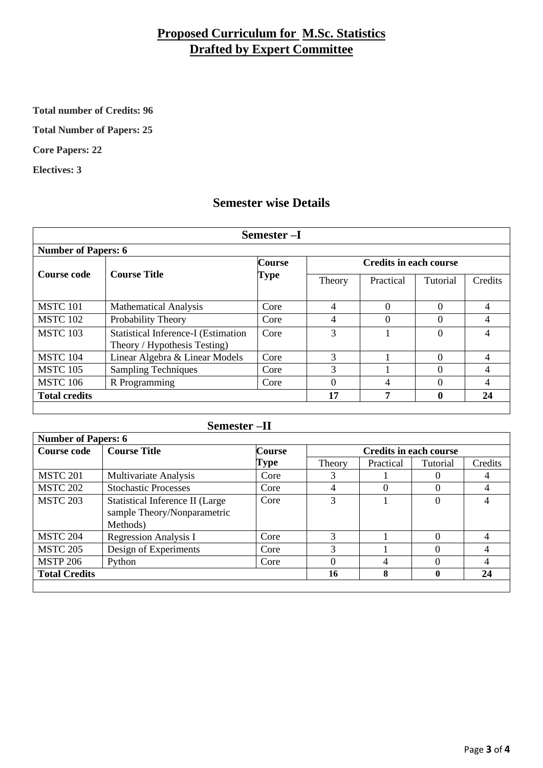# Proposed Curriculum for M.Sc. Statistics
# Drafted by Expert Committee

**Total number of Credits: 96**

**Total Number of Papers: 25**

**Core Papers: 22**

**Electives: 3**

## Semester wise Details

| Semester –I | | | | | | |
|---|---|---|---|---|---|---|
| **Number of Papers: 6** | | | | | | |
| **Course code** | **Course Title** | **Course Type** | **Credits in each course** | | | |
| | | | Theory | Practical | Tutorial | Credits |
| MSTC 101 | Mathematical Analysis | Core | 4 | 0 | 0 | 4 |
| MSTC 102 | Probability Theory | Core | 4 | 0 | 0 | 4 |
| MSTC 103 | Statistical Inference-I (Estimation Theory / Hypothesis Testing) | Core | 3 | 1 | 0 | 4 |
| MSTC 104 | Linear Algebra & Linear Models | Core | 3 | 1 | 0 | 4 |
| MSTC 105 | Sampling Techniques | Core | 3 | 1 | 0 | 4 |
| MSTC 106 | R Programming | Core | 0 | 4 | 0 | 4 |
| **Total credits** | | | **17** | **7** | **0** | **24** |

| Semester –II | | | | | | |
|---|---|---|---|---|---|---|
| **Number of Papers: 6** | | | | | | |
| **Course code** | **Course Title** | **Course Type** | **Credits in each course** | | | |
| | | | Theory | Practical | Tutorial | Credits |
| MSTC 201 | Multivariate Analysis | Core | 3 | 1 | 0 | 4 |
| MSTC 202 | Stochastic Processes | Core | 4 | 0 | 0 | 4 |
| MSTC 203 | Statistical Inference II (Large sample Theory/Nonparametric Methods) | Core | 3 | 1 | 0 | 4 |
| MSTC 204 | Regression Analysis I | Core | 3 | 1 | 0 | 4 |
| MSTC 205 | Design of Experiments | Core | 3 | 1 | 0 | 4 |
| MSTP 206 | Python | Core | 0 | 4 | 0 | 4 |
| **Total Credits** | | | **16** | **8** | **0** | **24** |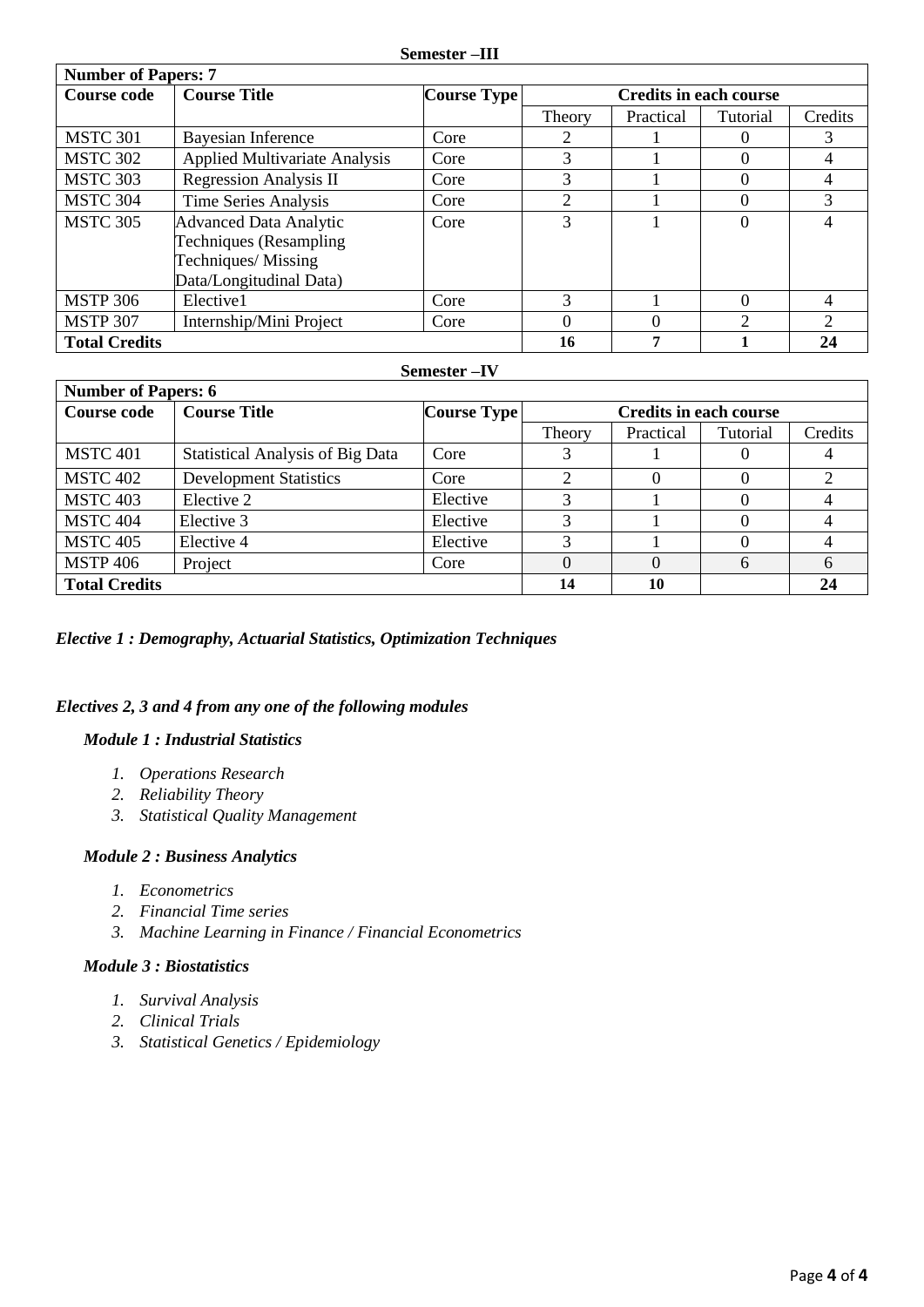**Semester –III**

| **Number of Papers: 7** | | | | | | |
|---|---|---|---|---|---|---|
| **Course code** | **Course Title** | **Course Type** | **Credits in each course** | | | |
| | | | Theory | Practical | Tutorial | Credits |
| MSTC 301 | Bayesian Inference | Core | 2 | 1 | 0 | 3 |
| MSTC 302 | Applied Multivariate Analysis | Core | 3 | 1 | 0 | 4 |
| MSTC 303 | Regression Analysis II | Core | 3 | 1 | 0 | 4 |
| MSTC 304 | Time Series Analysis | Core | 2 | 1 | 0 | 3 |
| MSTC 305 | Advanced Data Analytic Techniques (Resampling Techniques/ Missing Data/Longitudinal Data) | Core | 3 | 1 | 0 | 4 |
| MSTP 306 | Elective1 | Core | 3 | 1 | 0 | 4 |
| MSTP 307 | Internship/Mini Project | Core | 0 | 0 | 2 | 2 |
| **Total Credits** | | | **16** | **7** | **1** | **24** |

**Semester –IV**

| **Number of Papers: 6** | | | | | | |
|---|---|---|---|---|---|---|
| **Course code** | **Course Title** | **Course Type** | **Credits in each course** | | | |
| | | | Theory | Practical | Tutorial | Credits |
| MSTC 401 | Statistical Analysis of Big Data | Core | 3 | 1 | 0 | 4 |
| MSTC 402 | Development Statistics | Core | 2 | 0 | 0 | 2 |
| MSTC 403 | Elective 2 | Elective | 3 | 1 | 0 | 4 |
| MSTC 404 | Elective 3 | Elective | 3 | 1 | 0 | 4 |
| MSTC 405 | Elective 4 | Elective | 3 | 1 | 0 | 4 |
| MSTP 406 | Project | Core | 0 | 0 | 6 | 6 |
| **Total Credits** | | | **14** | **10** | | **24** |

***Elective 1 : Demography, Actuarial Statistics, Optimization Techniques***

***Electives 2, 3 and 4 from any one of the following modules***

***Module 1 : Industrial Statistics***

1. *Operations Research*
2. *Reliability Theory*
3. *Statistical Quality Management*

***Module 2 : Business Analytics***

1. *Econometrics*
2. *Financial Time series*
3. *Machine Learning in Finance / Financial Econometrics*

***Module 3 : Biostatistics***

1. *Survival Analysis*
2. *Clinical Trials*
3. *Statistical Genetics / Epidemiology*